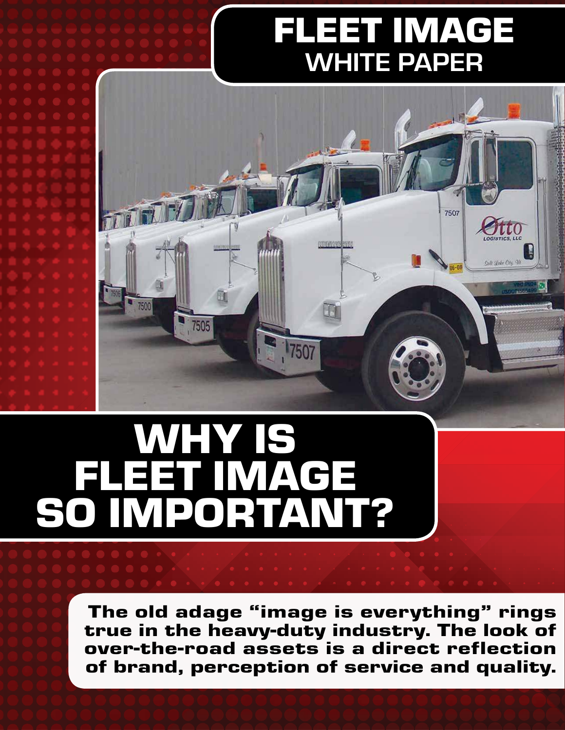# FLEET IMAGE
## WHITE PAPER

# WHY IS FLEET IMAGE SO IMPORTANT?

**The old adage "image is everything" rings true in the heavy-duty industry. The look of over-the-road assets is a direct reflection of brand, perception of service and quality.**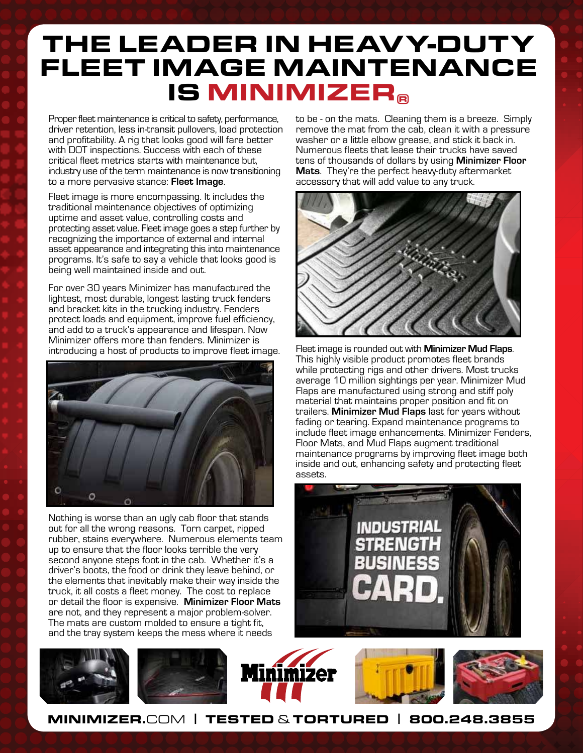# THE LEADER IN HEAVY-DUTY FLEET IMAGE MAINTENANCE IS MINIMIZER®

Proper fleet maintenance is critical to safety, performance, driver retention, less in-transit pullovers, load protection and profitability. A rig that looks good will fare better with DOT inspections. Success with each of these critical fleet metrics starts with maintenance but, industry use of the term maintenance is now transitioning to a more pervasive stance: **Fleet Image**.

Fleet image is more encompassing. It includes the traditional maintenance objectives of optimizing uptime and asset value, controlling costs and protecting asset value. Fleet image goes a step further by recognizing the importance of external and internal asset appearance and integrating this into maintenance programs. It's safe to say a vehicle that looks good is being well maintained inside and out.

For over 30 years Minimizer has manufactured the lightest, most durable, longest lasting truck fenders and bracket kits in the trucking industry. Fenders protect loads and equipment, improve fuel efficiency, and add to a truck's appearance and lifespan. Now Minimizer offers more than fenders. Minimizer is introducing a host of products to improve fleet image.

Nothing is worse than an ugly cab floor that stands out for all the wrong reasons. Torn carpet, ripped rubber, stains everywhere. Numerous elements team up to ensure that the floor looks terrible the very second anyone steps foot in the cab. Whether it's a driver's boots, the food or drink they leave behind, or the elements that inevitably make their way inside the truck, it all costs a fleet money. The cost to replace or detail the floor is expensive. **Minimizer Floor Mats** are not, and they represent a major problem-solver. The mats are custom molded to ensure a tight fit, and the tray system keeps the mess where it needs to be - on the mats. Cleaning them is a breeze. Simply remove the mat from the cab, clean it with a pressure washer or a little elbow grease, and stick it back in. Numerous fleets that lease their trucks have saved tens of thousands of dollars by using **Minimizer Floor Mats**. They're the perfect heavy-duty aftermarket accessory that will add value to any truck.

Fleet image is rounded out with **Minimizer Mud Flaps**. This highly visible product promotes fleet brands while protecting rigs and other drivers. Most trucks average 10 million sightings per year. Minimizer Mud Flaps are manufactured using strong and stiff poly material that maintains proper position and fit on trailers. **Minimizer Mud Flaps** last for years without fading or tearing. Expand maintenance programs to include fleet image enhancements. Minimizer Fenders, Floor Mats, and Mud Flaps augment traditional maintenance programs by improving fleet image both inside and out, enhancing safety and protecting fleet assets.

**MINIMIZER.COM | TESTED & TORTURED | 800.248.3855**